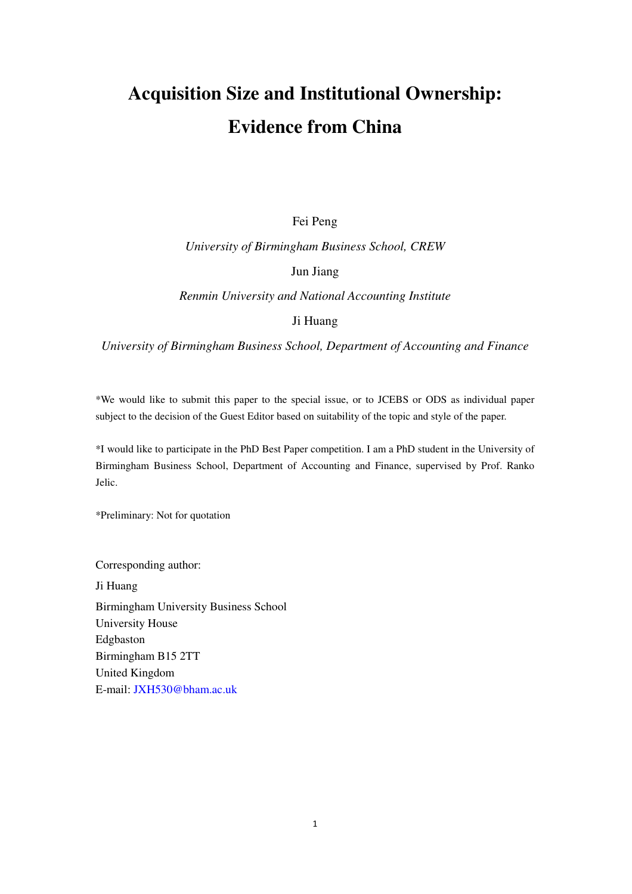# Acquisition Size and Institutional Ownership: Evidence from China

Fei Peng

*University of Birmingham Business School, CREW*

Jun Jiang

*Renmin University and National Accounting Institute*

Ji Huang

*University of Birmingham Business School, Department of Accounting and Finance*

*We would like to submit this paper to the special issue, or to JCEBS or ODS as individual paper subject to the decision of the Guest Editor based on suitability of the topic and style of the paper.

*I would like to participate in the PhD Best Paper competition. I am a PhD student in the University of Birmingham Business School, Department of Accounting and Finance, supervised by Prof. Ranko Jelic.

*Preliminary: Not for quotation

Corresponding author:

Ji Huang

Birmingham University Business School
University House
Edgbaston
Birmingham B15 2TT
United Kingdom
E-mail: JXH530@bham.ac.uk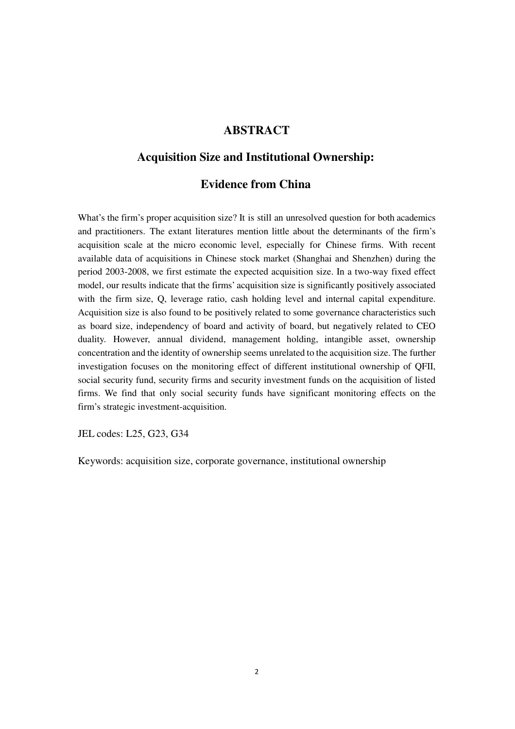# ABSTRACT

## Acquisition Size and Institutional Ownership:

## Evidence from China

What's the firm's proper acquisition size? It is still an unresolved question for both academics and practitioners. The extant literatures mention little about the determinants of the firm's acquisition scale at the micro economic level, especially for Chinese firms. With recent available data of acquisitions in Chinese stock market (Shanghai and Shenzhen) during the period 2003-2008, we first estimate the expected acquisition size. In a two-way fixed effect model, our results indicate that the firms' acquisition size is significantly positively associated with the firm size, Q, leverage ratio, cash holding level and internal capital expenditure. Acquisition size is also found to be positively related to some governance characteristics such as board size, independency of board and activity of board, but negatively related to CEO duality. However, annual dividend, management holding, intangible asset, ownership concentration and the identity of ownership seems unrelated to the acquisition size. The further investigation focuses on the monitoring effect of different institutional ownership of QFII, social security fund, security firms and security investment funds on the acquisition of listed firms. We find that only social security funds have significant monitoring effects on the firm's strategic investment-acquisition.

JEL codes: L25, G23, G34

Keywords: acquisition size, corporate governance, institutional ownership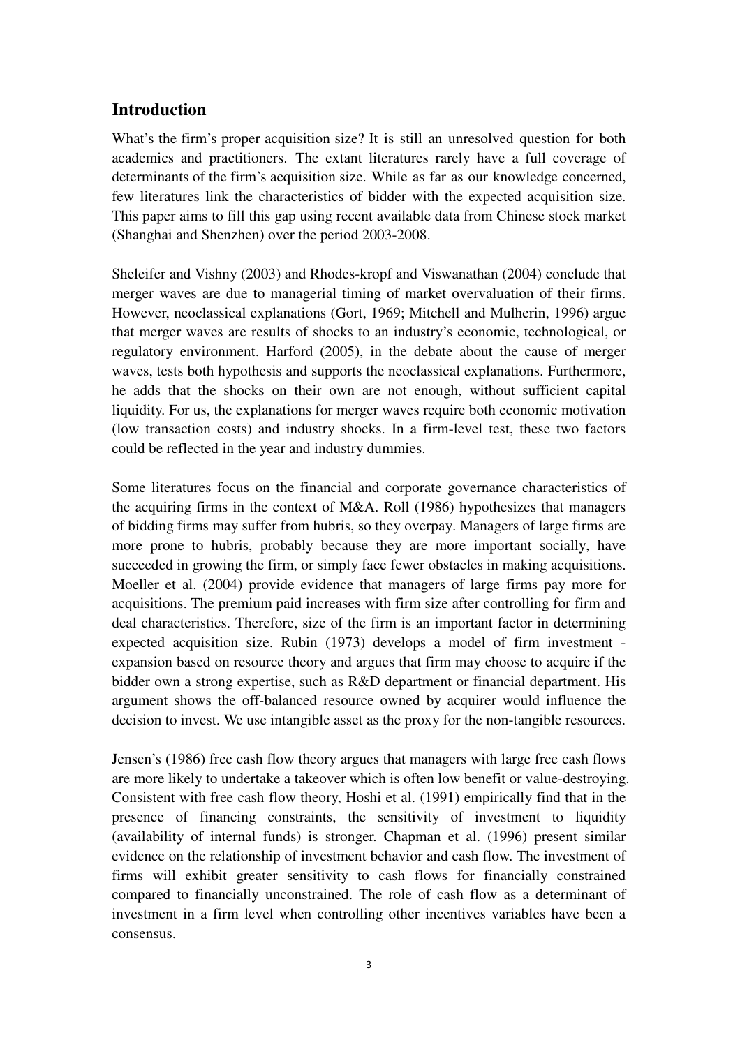## Introduction

What's the firm's proper acquisition size? It is still an unresolved question for both academics and practitioners. The extant literatures rarely have a full coverage of determinants of the firm's acquisition size. While as far as our knowledge concerned, few literatures link the characteristics of bidder with the expected acquisition size. This paper aims to fill this gap using recent available data from Chinese stock market (Shanghai and Shenzhen) over the period 2003-2008.

Sheleifer and Vishny (2003) and Rhodes-kropf and Viswanathan (2004) conclude that merger waves are due to managerial timing of market overvaluation of their firms. However, neoclassical explanations (Gort, 1969; Mitchell and Mulherin, 1996) argue that merger waves are results of shocks to an industry's economic, technological, or regulatory environment. Harford (2005), in the debate about the cause of merger waves, tests both hypothesis and supports the neoclassical explanations. Furthermore, he adds that the shocks on their own are not enough, without sufficient capital liquidity. For us, the explanations for merger waves require both economic motivation (low transaction costs) and industry shocks. In a firm-level test, these two factors could be reflected in the year and industry dummies.

Some literatures focus on the financial and corporate governance characteristics of the acquiring firms in the context of M&A. Roll (1986) hypothesizes that managers of bidding firms may suffer from hubris, so they overpay. Managers of large firms are more prone to hubris, probably because they are more important socially, have succeeded in growing the firm, or simply face fewer obstacles in making acquisitions. Moeller et al. (2004) provide evidence that managers of large firms pay more for acquisitions. The premium paid increases with firm size after controlling for firm and deal characteristics. Therefore, size of the firm is an important factor in determining expected acquisition size. Rubin (1973) develops a model of firm investment - expansion based on resource theory and argues that firm may choose to acquire if the bidder own a strong expertise, such as R&D department or financial department. His argument shows the off-balanced resource owned by acquirer would influence the decision to invest. We use intangible asset as the proxy for the non-tangible resources.

Jensen's (1986) free cash flow theory argues that managers with large free cash flows are more likely to undertake a takeover which is often low benefit or value-destroying. Consistent with free cash flow theory, Hoshi et al. (1991) empirically find that in the presence of financing constraints, the sensitivity of investment to liquidity (availability of internal funds) is stronger. Chapman et al. (1996) present similar evidence on the relationship of investment behavior and cash flow. The investment of firms will exhibit greater sensitivity to cash flows for financially constrained compared to financially unconstrained. The role of cash flow as a determinant of investment in a firm level when controlling other incentives variables have been a consensus.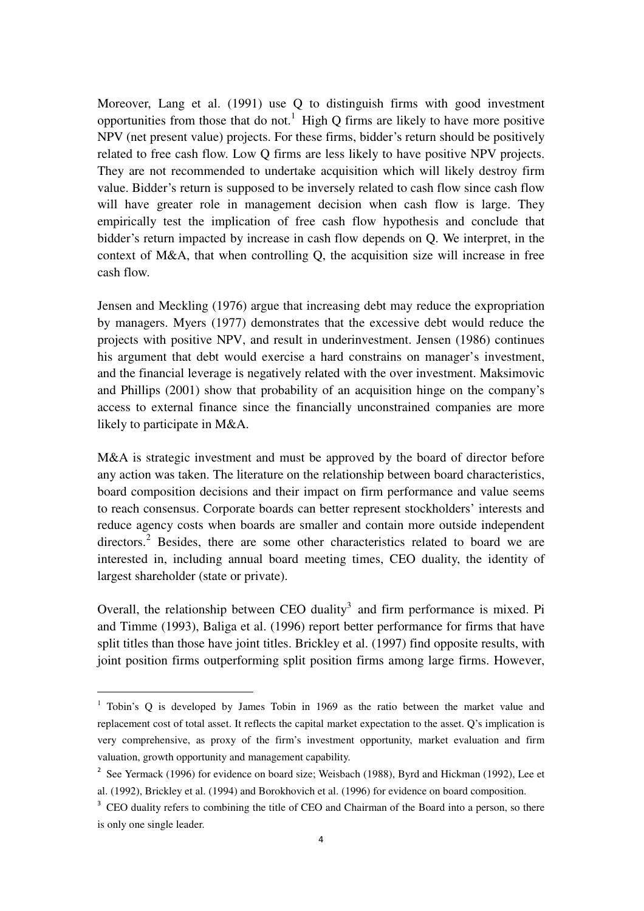Moreover, Lang et al. (1991) use Q to distinguish firms with good investment opportunities from those that do not.[1] High Q firms are likely to have more positive NPV (net present value) projects. For these firms, bidder's return should be positively related to free cash flow. Low Q firms are less likely to have positive NPV projects. They are not recommended to undertake acquisition which will likely destroy firm value. Bidder's return is supposed to be inversely related to cash flow since cash flow will have greater role in management decision when cash flow is large. They empirically test the implication of free cash flow hypothesis and conclude that bidder's return impacted by increase in cash flow depends on Q. We interpret, in the context of M&A, that when controlling Q, the acquisition size will increase in free cash flow.

Jensen and Meckling (1976) argue that increasing debt may reduce the expropriation by managers. Myers (1977) demonstrates that the excessive debt would reduce the projects with positive NPV, and result in underinvestment. Jensen (1986) continues his argument that debt would exercise a hard constrains on manager's investment, and the financial leverage is negatively related with the over investment. Maksimovic and Phillips (2001) show that probability of an acquisition hinge on the company's access to external finance since the financially unconstrained companies are more likely to participate in M&A.

M&A is strategic investment and must be approved by the board of director before any action was taken. The literature on the relationship between board characteristics, board composition decisions and their impact on firm performance and value seems to reach consensus. Corporate boards can better represent stockholders' interests and reduce agency costs when boards are smaller and contain more outside independent directors.[2] Besides, there are some other characteristics related to board we are interested in, including annual board meeting times, CEO duality, the identity of largest shareholder (state or private).

Overall, the relationship between CEO duality[3] and firm performance is mixed. Pi and Timme (1993), Baliga et al. (1996) report better performance for firms that have split titles than those have joint titles. Brickley et al. (1997) find opposite results, with joint position firms outperforming split position firms among large firms. However,

---

[1] Tobin's Q is developed by James Tobin in 1969 as the ratio between the market value and replacement cost of total asset. It reflects the capital market expectation to the asset. Q's implication is very comprehensive, as proxy of the firm's investment opportunity, market evaluation and firm valuation, growth opportunity and management capability.

[2] See Yermack (1996) for evidence on board size; Weisbach (1988), Byrd and Hickman (1992), Lee et al. (1992), Brickley et al. (1994) and Borokhovich et al. (1996) for evidence on board composition.

[3] CEO duality refers to combining the title of CEO and Chairman of the Board into a person, so there is only one single leader.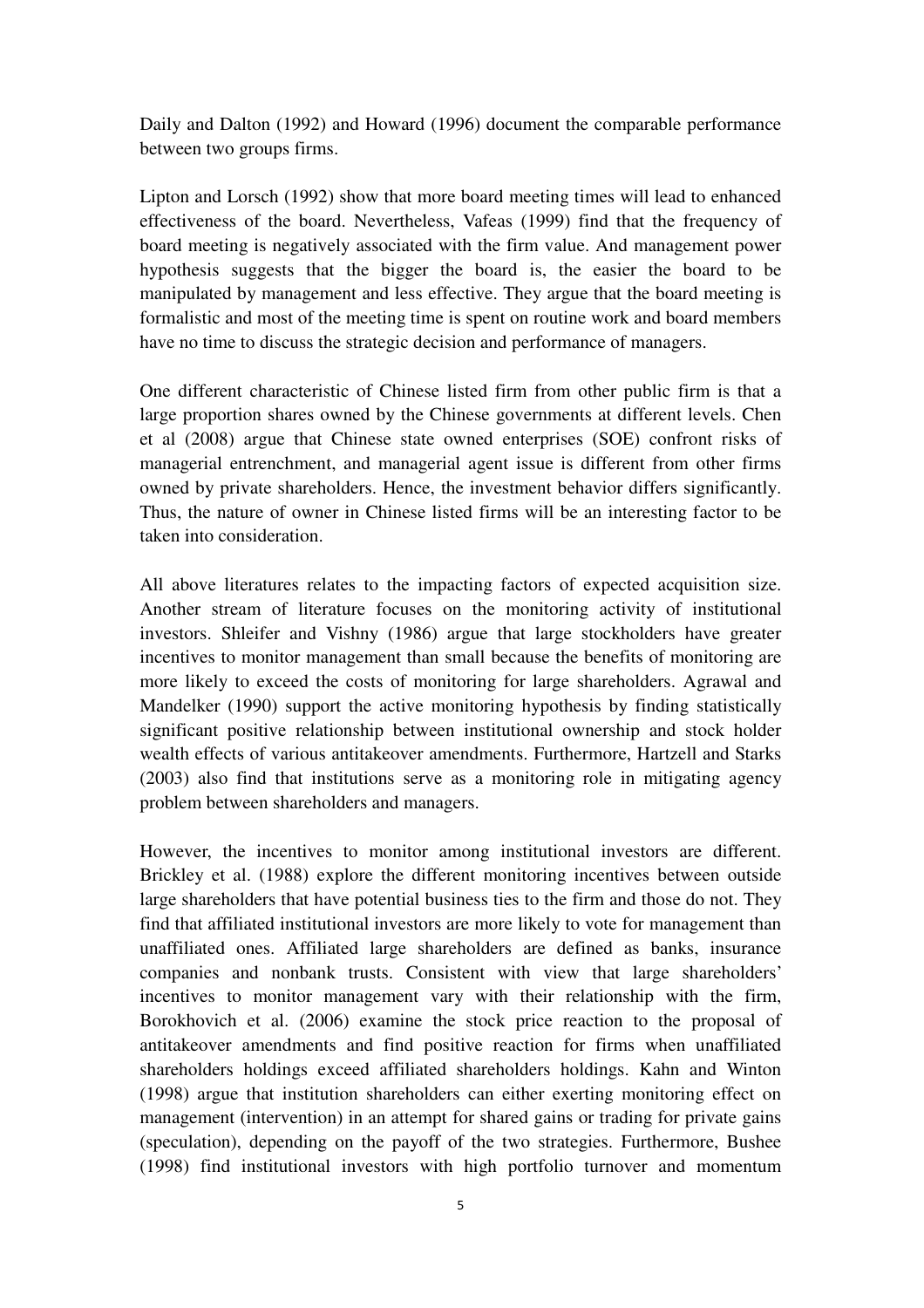Daily and Dalton (1992) and Howard (1996) document the comparable performance between two groups firms.

Lipton and Lorsch (1992) show that more board meeting times will lead to enhanced effectiveness of the board. Nevertheless, Vafeas (1999) find that the frequency of board meeting is negatively associated with the firm value. And management power hypothesis suggests that the bigger the board is, the easier the board to be manipulated by management and less effective. They argue that the board meeting is formalistic and most of the meeting time is spent on routine work and board members have no time to discuss the strategic decision and performance of managers.

One different characteristic of Chinese listed firm from other public firm is that a large proportion shares owned by the Chinese governments at different levels. Chen et al (2008) argue that Chinese state owned enterprises (SOE) confront risks of managerial entrenchment, and managerial agent issue is different from other firms owned by private shareholders. Hence, the investment behavior differs significantly. Thus, the nature of owner in Chinese listed firms will be an interesting factor to be taken into consideration.

All above literatures relates to the impacting factors of expected acquisition size. Another stream of literature focuses on the monitoring activity of institutional investors. Shleifer and Vishny (1986) argue that large stockholders have greater incentives to monitor management than small because the benefits of monitoring are more likely to exceed the costs of monitoring for large shareholders. Agrawal and Mandelker (1990) support the active monitoring hypothesis by finding statistically significant positive relationship between institutional ownership and stock holder wealth effects of various antitakeover amendments. Furthermore, Hartzell and Starks (2003) also find that institutions serve as a monitoring role in mitigating agency problem between shareholders and managers.

However, the incentives to monitor among institutional investors are different. Brickley et al. (1988) explore the different monitoring incentives between outside large shareholders that have potential business ties to the firm and those do not. They find that affiliated institutional investors are more likely to vote for management than unaffiliated ones. Affiliated large shareholders are defined as banks, insurance companies and nonbank trusts. Consistent with view that large shareholders' incentives to monitor management vary with their relationship with the firm, Borokhovich et al. (2006) examine the stock price reaction to the proposal of antitakeover amendments and find positive reaction for firms when unaffiliated shareholders holdings exceed affiliated shareholders holdings. Kahn and Winton (1998) argue that institution shareholders can either exerting monitoring effect on management (intervention) in an attempt for shared gains or trading for private gains (speculation), depending on the payoff of the two strategies. Furthermore, Bushee (1998) find institutional investors with high portfolio turnover and momentum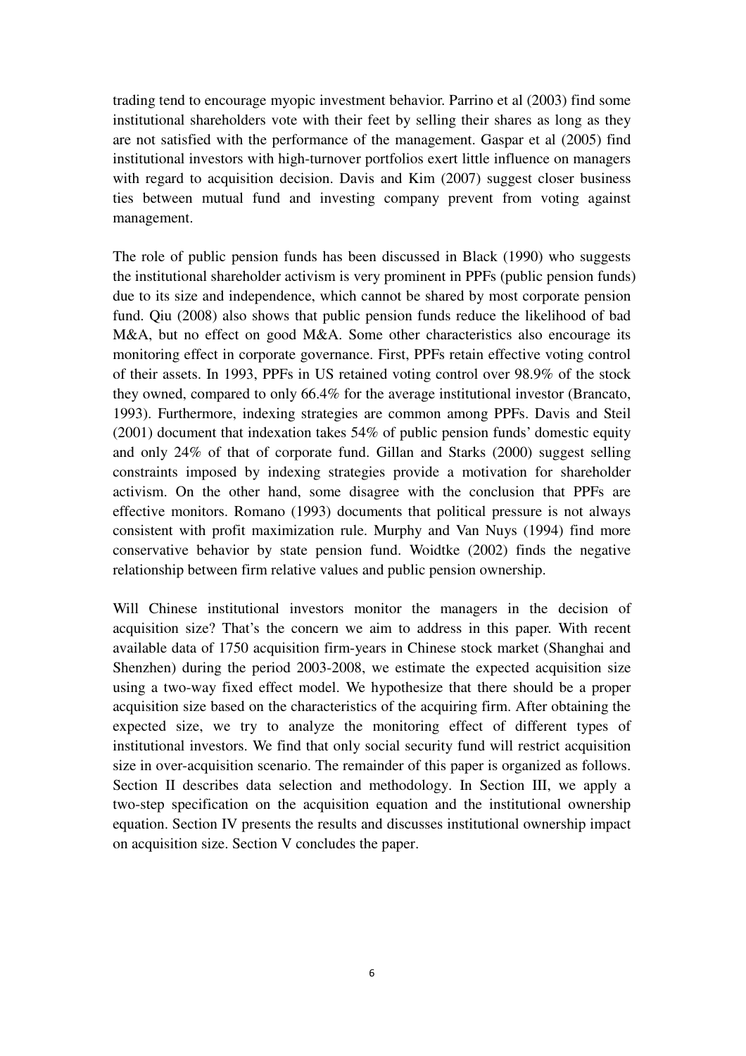trading tend to encourage myopic investment behavior. Parrino et al (2003) find some institutional shareholders vote with their feet by selling their shares as long as they are not satisfied with the performance of the management. Gaspar et al (2005) find institutional investors with high-turnover portfolios exert little influence on managers with regard to acquisition decision. Davis and Kim (2007) suggest closer business ties between mutual fund and investing company prevent from voting against management.

The role of public pension funds has been discussed in Black (1990) who suggests the institutional shareholder activism is very prominent in PPFs (public pension funds) due to its size and independence, which cannot be shared by most corporate pension fund. Qiu (2008) also shows that public pension funds reduce the likelihood of bad M&A, but no effect on good M&A. Some other characteristics also encourage its monitoring effect in corporate governance. First, PPFs retain effective voting control of their assets. In 1993, PPFs in US retained voting control over 98.9% of the stock they owned, compared to only 66.4% for the average institutional investor (Brancato, 1993). Furthermore, indexing strategies are common among PPFs. Davis and Steil (2001) document that indexation takes 54% of public pension funds' domestic equity and only 24% of that of corporate fund. Gillan and Starks (2000) suggest selling constraints imposed by indexing strategies provide a motivation for shareholder activism. On the other hand, some disagree with the conclusion that PPFs are effective monitors. Romano (1993) documents that political pressure is not always consistent with profit maximization rule. Murphy and Van Nuys (1994) find more conservative behavior by state pension fund. Woidtke (2002) finds the negative relationship between firm relative values and public pension ownership.

Will Chinese institutional investors monitor the managers in the decision of acquisition size? That's the concern we aim to address in this paper. With recent available data of 1750 acquisition firm-years in Chinese stock market (Shanghai and Shenzhen) during the period 2003-2008, we estimate the expected acquisition size using a two-way fixed effect model. We hypothesize that there should be a proper acquisition size based on the characteristics of the acquiring firm. After obtaining the expected size, we try to analyze the monitoring effect of different types of institutional investors. We find that only social security fund will restrict acquisition size in over-acquisition scenario. The remainder of this paper is organized as follows. Section II describes data selection and methodology. In Section III, we apply a two-step specification on the acquisition equation and the institutional ownership equation. Section IV presents the results and discusses institutional ownership impact on acquisition size. Section V concludes the paper.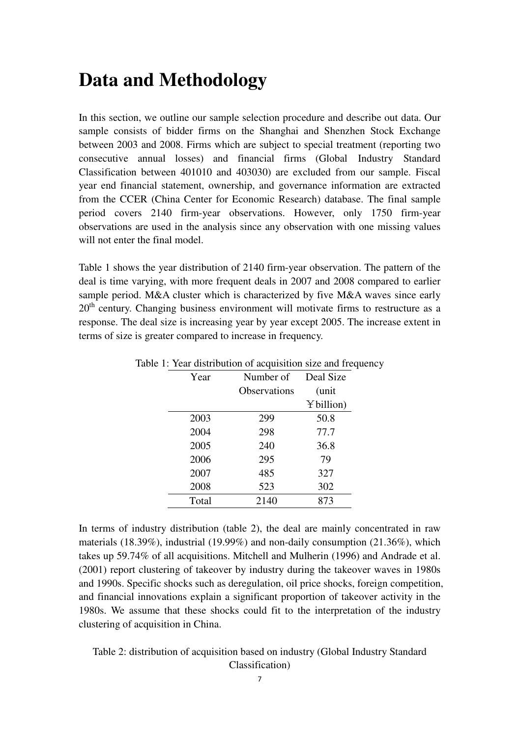# Data and Methodology

In this section, we outline our sample selection procedure and describe out data. Our sample consists of bidder firms on the Shanghai and Shenzhen Stock Exchange between 2003 and 2008. Firms which are subject to special treatment (reporting two consecutive annual losses) and financial firms (Global Industry Standard Classification between 401010 and 403030) are excluded from our sample. Fiscal year end financial statement, ownership, and governance information are extracted from the CCER (China Center for Economic Research) database. The final sample period covers 2140 firm-year observations. However, only 1750 firm-year observations are used in the analysis since any observation with one missing values will not enter the final model.

Table 1 shows the year distribution of 2140 firm-year observation. The pattern of the deal is time varying, with more frequent deals in 2007 and 2008 compared to earlier sample period. M&A cluster which is characterized by five M&A waves since early 20th century. Changing business environment will motivate firms to restructure as a response. The deal size is increasing year by year except 2005. The increase extent in terms of size is greater compared to increase in frequency.

Table 1: Year distribution of acquisition size and frequency

| Year | Number of Observations | Deal Size (unit ￥billion) |
|---|---|---|
| 2003 | 299 | 50.8 |
| 2004 | 298 | 77.7 |
| 2005 | 240 | 36.8 |
| 2006 | 295 | 79 |
| 2007 | 485 | 327 |
| 2008 | 523 | 302 |
| Total | 2140 | 873 |

In terms of industry distribution (table 2), the deal are mainly concentrated in raw materials (18.39%), industrial (19.99%) and non-daily consumption (21.36%), which takes up 59.74% of all acquisitions. Mitchell and Mulherin (1996) and Andrade et al. (2001) report clustering of takeover by industry during the takeover waves in 1980s and 1990s. Specific shocks such as deregulation, oil price shocks, foreign competition, and financial innovations explain a significant proportion of takeover activity in the 1980s. We assume that these shocks could fit to the interpretation of the industry clustering of acquisition in China.

Table 2: distribution of acquisition based on industry (Global Industry Standard Classification)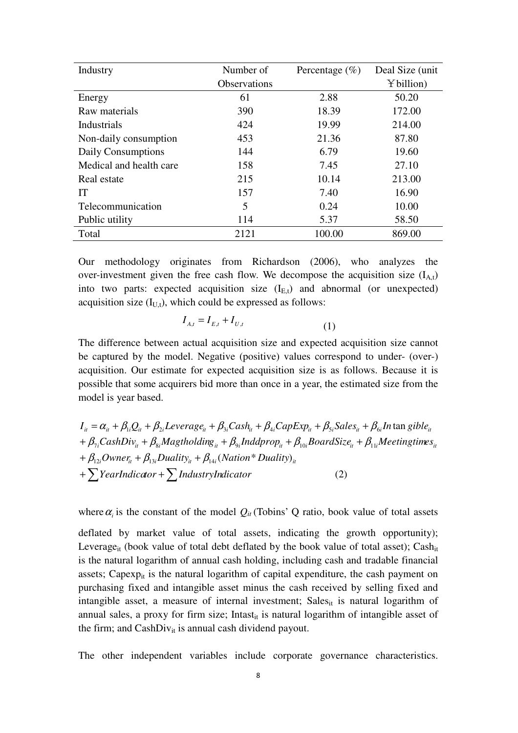| Industry | Number of Observations | Percentage (%) | Deal Size (unit ￥billion) |
|---|---|---|---|
| Energy | 61 | 2.88 | 50.20 |
| Raw materials | 390 | 18.39 | 172.00 |
| Industrials | 424 | 19.99 | 214.00 |
| Non-daily consumption | 453 | 21.36 | 87.80 |
| Daily Consumptions | 144 | 6.79 | 19.60 |
| Medical and health care | 158 | 7.45 | 27.10 |
| Real estate | 215 | 10.14 | 213.00 |
| IT | 157 | 7.40 | 16.90 |
| Telecommunication | 5 | 0.24 | 10.00 |
| Public utility | 114 | 5.37 | 58.50 |
| Total | 2121 | 100.00 | 869.00 |

Our methodology originates from Richardson (2006), who analyzes the over-investment given the free cash flow. We decompose the acquisition size ($I_{A,t}$) into two parts: expected acquisition size ($I_{E,t}$) and abnormal (or unexpected) acquisition size ($I_{U,t}$), which could be expressed as follows:

$$I_{A,t} = I_{E,t} + I_{U,t} \tag{1}$$

The difference between actual acquisition size and expected acquisition size cannot be captured by the model. Negative (positive) values correspond to under- (over-) acquisition. Our estimate for expected acquisition size is as follows. Because it is possible that some acquirers bid more than once in a year, the estimated size from the model is year based.

$$\begin{aligned} I_{it} = {} & \alpha_{it} + \beta_{1i}Q_{it} + \beta_{2i}Leverage_{it} + \beta_{3i}Cash_{it} + \beta_{4i}CapExp_{it} + \beta_{5i}Sales_{it} + \beta_{6i}Intangible_{it} \\ & + \beta_{7i}CashDiv_{it} + \beta_{8i}Magtholding_{it} + \beta_{9i}Inddprop_{it} + \beta_{10i}BoardSize_{it} + \beta_{11i}Meetingtimes_{it} \\ & + \beta_{12i}Owner_{it} + \beta_{13i}Duality_{it} + \beta_{14i}(Nation*Duality)_{it} \\ & + \sum YearIndicator + \sum IndustryIndicator \end{aligned} \tag{2}$$

where $\alpha_i$ is the constant of the model $Q_{it}$ (Tobins' Q ratio, book value of total assets deflated by market value of total assets, indicating the growth opportunity); $Leverage_{it}$ (book value of total debt deflated by the book value of total asset); $Cash_{it}$ is the natural logarithm of annual cash holding, including cash and tradable financial assets; $Capexp_{it}$ is the natural logarithm of capital expenditure, the cash payment on purchasing fixed and intangible asset minus the cash received by selling fixed and intangible asset, a measure of internal investment; $Sales_{it}$ is natural logarithm of annual sales, a proxy for firm size; $Intast_{it}$ is natural logarithm of intangible asset of the firm; and $CashDiv_{it}$ is annual cash dividend payout.

The other independent variables include corporate governance characteristics.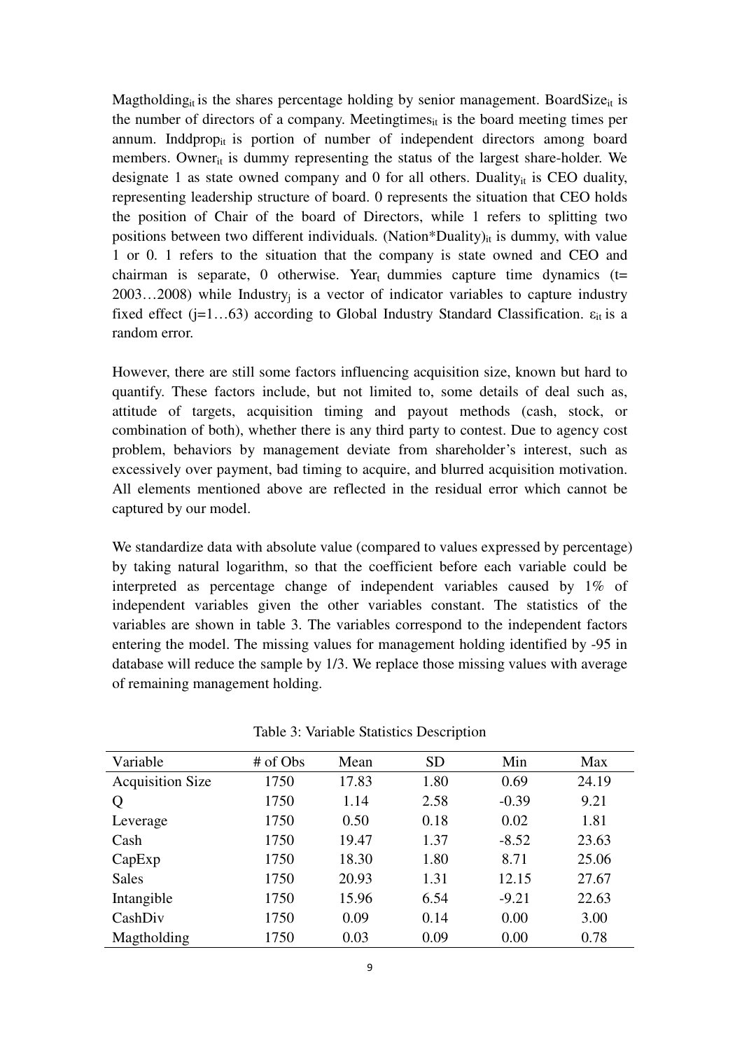$Magtholding_{it}$ is the shares percentage holding by senior management. $BoardSize_{it}$ is the number of directors of a company. $Meetingtimes_{it}$ is the board meeting times per annum. $Inddprop_{it}$ is portion of number of independent directors among board members. $Owner_{it}$ is dummy representing the status of the largest share-holder. We designate 1 as state owned company and 0 for all others. $Duality_{it}$ is CEO duality, representing leadership structure of board. 0 represents the situation that CEO holds the position of Chair of the board of Directors, while 1 refers to splitting two positions between two different individuals. $(Nation*Duality)_{it}$ is dummy, with value 1 or 0. 1 refers to the situation that the company is state owned and CEO and chairman is separate, 0 otherwise. $Year_t$ dummies capture time dynamics (t= 2003…2008) while $Industry_j$ is a vector of indicator variables to capture industry fixed effect (j=1…63) according to Global Industry Standard Classification. $\varepsilon_{it}$ is a random error.

However, there are still some factors influencing acquisition size, known but hard to quantify. These factors include, but not limited to, some details of deal such as, attitude of targets, acquisition timing and payout methods (cash, stock, or combination of both), whether there is any third party to contest. Due to agency cost problem, behaviors by management deviate from shareholder's interest, such as excessively over payment, bad timing to acquire, and blurred acquisition motivation. All elements mentioned above are reflected in the residual error which cannot be captured by our model.

We standardize data with absolute value (compared to values expressed by percentage) by taking natural logarithm, so that the coefficient before each variable could be interpreted as percentage change of independent variables caused by 1% of independent variables given the other variables constant. The statistics of the variables are shown in table 3. The variables correspond to the independent factors entering the model. The missing values for management holding identified by -95 in database will reduce the sample by 1/3. We replace those missing values with average of remaining management holding.

Table 3: Variable Statistics Description

| Variable | # of Obs | Mean | SD | Min | Max |
|---|---|---|---|---|---|
| Acquisition Size | 1750 | 17.83 | 1.80 | 0.69 | 24.19 |
| Q | 1750 | 1.14 | 2.58 | -0.39 | 9.21 |
| Leverage | 1750 | 0.50 | 0.18 | 0.02 | 1.81 |
| Cash | 1750 | 19.47 | 1.37 | -8.52 | 23.63 |
| CapExp | 1750 | 18.30 | 1.80 | 8.71 | 25.06 |
| Sales | 1750 | 20.93 | 1.31 | 12.15 | 27.67 |
| Intangible | 1750 | 15.96 | 6.54 | -9.21 | 22.63 |
| CashDiv | 1750 | 0.09 | 0.14 | 0.00 | 3.00 |
| Magtholding | 1750 | 0.03 | 0.09 | 0.00 | 0.78 |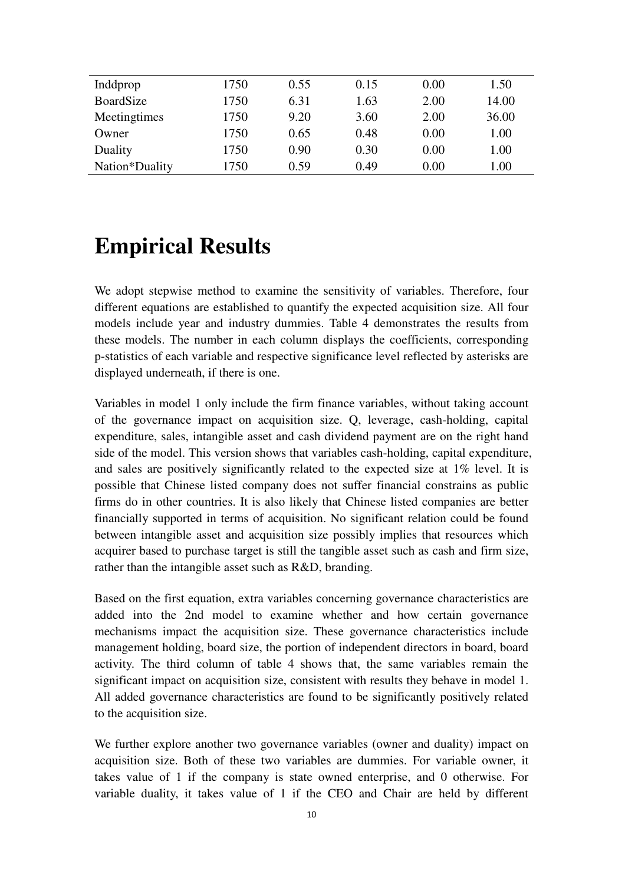| | | | | | |
|---|---|---|---|---|---|
| Inddprop | 1750 | 0.55 | 0.15 | 0.00 | 1.50 |
| BoardSize | 1750 | 6.31 | 1.63 | 2.00 | 14.00 |
| Meetingtimes | 1750 | 9.20 | 3.60 | 2.00 | 36.00 |
| Owner | 1750 | 0.65 | 0.48 | 0.00 | 1.00 |
| Duality | 1750 | 0.90 | 0.30 | 0.00 | 1.00 |
| Nation*Duality | 1750 | 0.59 | 0.49 | 0.00 | 1.00 |

# Empirical Results

We adopt stepwise method to examine the sensitivity of variables. Therefore, four different equations are established to quantify the expected acquisition size. All four models include year and industry dummies. Table 4 demonstrates the results from these models. The number in each column displays the coefficients, corresponding p-statistics of each variable and respective significance level reflected by asterisks are displayed underneath, if there is one.

Variables in model 1 only include the firm finance variables, without taking account of the governance impact on acquisition size. Q, leverage, cash-holding, capital expenditure, sales, intangible asset and cash dividend payment are on the right hand side of the model. This version shows that variables cash-holding, capital expenditure, and sales are positively significantly related to the expected size at 1% level. It is possible that Chinese listed company does not suffer financial constrains as public firms do in other countries. It is also likely that Chinese listed companies are better financially supported in terms of acquisition. No significant relation could be found between intangible asset and acquisition size possibly implies that resources which acquirer based to purchase target is still the tangible asset such as cash and firm size, rather than the intangible asset such as R&D, branding.

Based on the first equation, extra variables concerning governance characteristics are added into the 2nd model to examine whether and how certain governance mechanisms impact the acquisition size. These governance characteristics include management holding, board size, the portion of independent directors in board, board activity. The third column of table 4 shows that, the same variables remain the significant impact on acquisition size, consistent with results they behave in model 1. All added governance characteristics are found to be significantly positively related to the acquisition size.

We further explore another two governance variables (owner and duality) impact on acquisition size. Both of these two variables are dummies. For variable owner, it takes value of 1 if the company is state owned enterprise, and 0 otherwise. For variable duality, it takes value of 1 if the CEO and Chair are held by different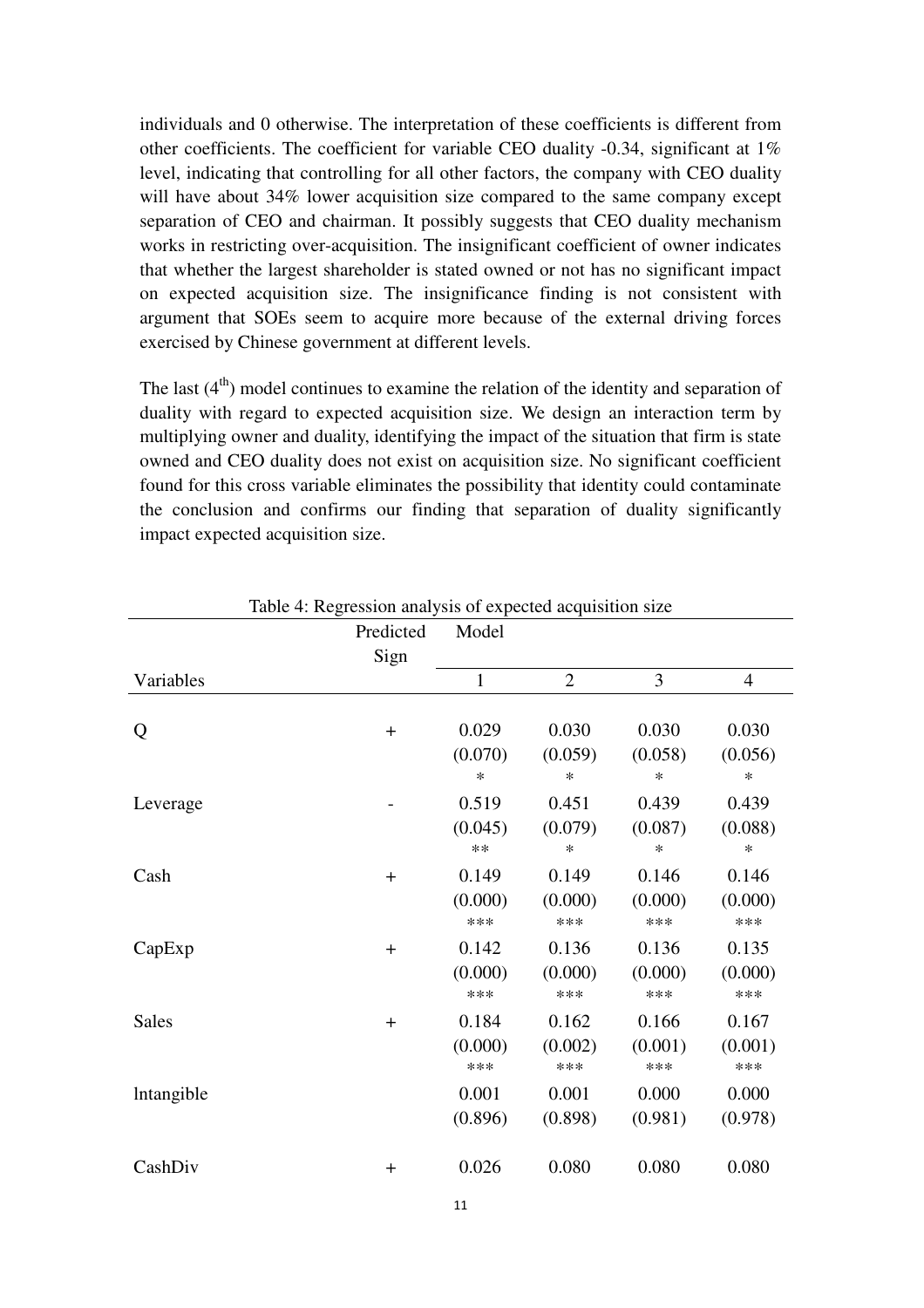individuals and 0 otherwise. The interpretation of these coefficients is different from other coefficients. The coefficient for variable CEO duality -0.34, significant at 1% level, indicating that controlling for all other factors, the company with CEO duality will have about 34% lower acquisition size compared to the same company except separation of CEO and chairman. It possibly suggests that CEO duality mechanism works in restricting over-acquisition. The insignificant coefficient of owner indicates that whether the largest shareholder is stated owned or not has no significant impact on expected acquisition size. The insignificance finding is not consistent with argument that SOEs seem to acquire more because of the external driving forces exercised by Chinese government at different levels.

The last (4[th]) model continues to examine the relation of the identity and separation of duality with regard to expected acquisition size. We design an interaction term by multiplying owner and duality, identifying the impact of the situation that firm is state owned and CEO duality does not exist on acquisition size. No significant coefficient found for this cross variable eliminates the possibility that identity could contaminate the conclusion and confirms our finding that separation of duality significantly impact expected acquisition size.

Table 4: Regression analysis of expected acquisition size

| Variables | Predicted Sign | Model 1 | 2 | 3 | 4 |
|---|---|---|---|---|---|
| Q | + | 0.029 (0.070) * | 0.030 (0.059) * | 0.030 (0.058) * | 0.030 (0.056) * |
| Leverage | - | 0.519 (0.045) ** | 0.451 (0.079) * | 0.439 (0.087) * | 0.439 (0.088) * |
| Cash | + | 0.149 (0.000) *** | 0.149 (0.000) *** | 0.146 (0.000) *** | 0.146 (0.000) *** |
| CapExp | + | 0.142 (0.000) *** | 0.136 (0.000) *** | 0.136 (0.000) *** | 0.135 (0.000) *** |
| Sales | + | 0.184 (0.000) *** | 0.162 (0.002) *** | 0.166 (0.001) *** | 0.167 (0.001) *** |
| lntangible | | 0.001 (0.896) | 0.001 (0.898) | 0.000 (0.981) | 0.000 (0.978) |
| CashDiv | + | 0.026 | 0.080 | 0.080 | 0.080 |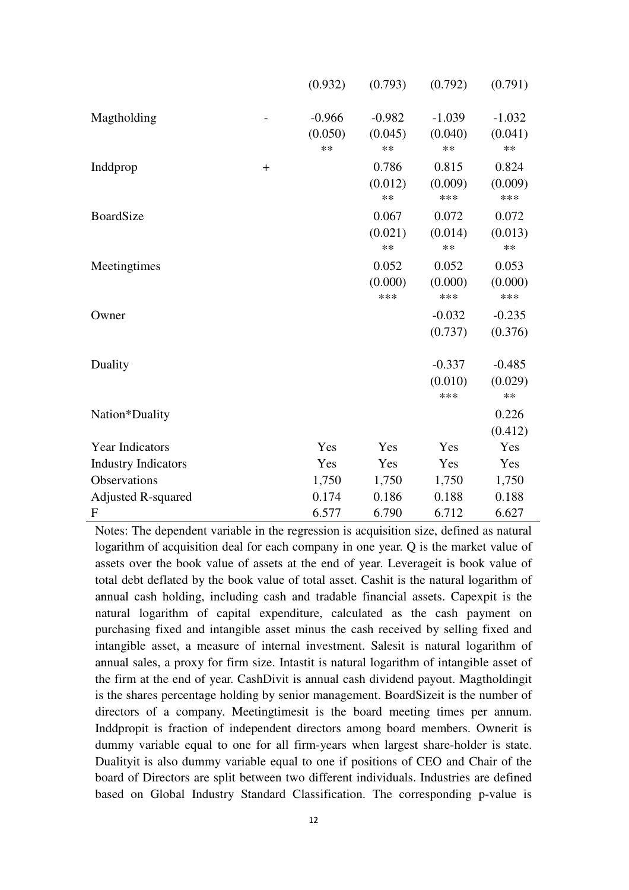| | | | | | |
|---|---|---|---|---|---|
| | | (0.932) | (0.793) | (0.792) | (0.791) |
| Magtholding | - | -0.966 | -0.982 | -1.039 | -1.032 |
| | | (0.050) | (0.045) | (0.040) | (0.041) |
| | | ** | ** | ** | ** |
| Inddprop | + | | 0.786 | 0.815 | 0.824 |
| | | | (0.012) | (0.009) | (0.009) |
| | | | ** | *** | *** |
| BoardSize | | | 0.067 | 0.072 | 0.072 |
| | | | (0.021) | (0.014) | (0.013) |
| | | | ** | ** | ** |
| Meetingtimes | | | 0.052 | 0.052 | 0.053 |
| | | | (0.000) | (0.000) | (0.000) |
| | | | *** | *** | *** |
| Owner | | | | -0.032 | -0.235 |
| | | | | (0.737) | (0.376) |
| Duality | | | | -0.337 | -0.485 |
| | | | | (0.010) | (0.029) |
| | | | | *** | ** |
| Nation*Duality | | | | | 0.226 |
| | | | | | (0.412) |
| Year Indicators | | Yes | Yes | Yes | Yes |
| Industry Indicators | | Yes | Yes | Yes | Yes |
| Observations | | 1,750 | 1,750 | 1,750 | 1,750 |
| Adjusted R-squared | | 0.174 | 0.186 | 0.188 | 0.188 |
| F | | 6.577 | 6.790 | 6.712 | 6.627 |

Notes: The dependent variable in the regression is acquisition size, defined as natural logarithm of acquisition deal for each company in one year. Q is the market value of assets over the book value of assets at the end of year. Leverageit is book value of total debt deflated by the book value of total asset. Cashit is the natural logarithm of annual cash holding, including cash and tradable financial assets. Capexpit is the natural logarithm of capital expenditure, calculated as the cash payment on purchasing fixed and intangible asset minus the cash received by selling fixed and intangible asset, a measure of internal investment. Salesit is natural logarithm of annual sales, a proxy for firm size. Intastit is natural logarithm of intangible asset of the firm at the end of year. CashDivit is annual cash dividend payout. Magtholdingit is the shares percentage holding by senior management. BoardSizeit is the number of directors of a company. Meetingtimesit is the board meeting times per annum. Inddpropit is fraction of independent directors among board members. Ownerit is dummy variable equal to one for all firm-years when largest share-holder is state. Dualityit is also dummy variable equal to one if positions of CEO and Chair of the board of Directors are split between two different individuals. Industries are defined based on Global Industry Standard Classification. The corresponding p-value is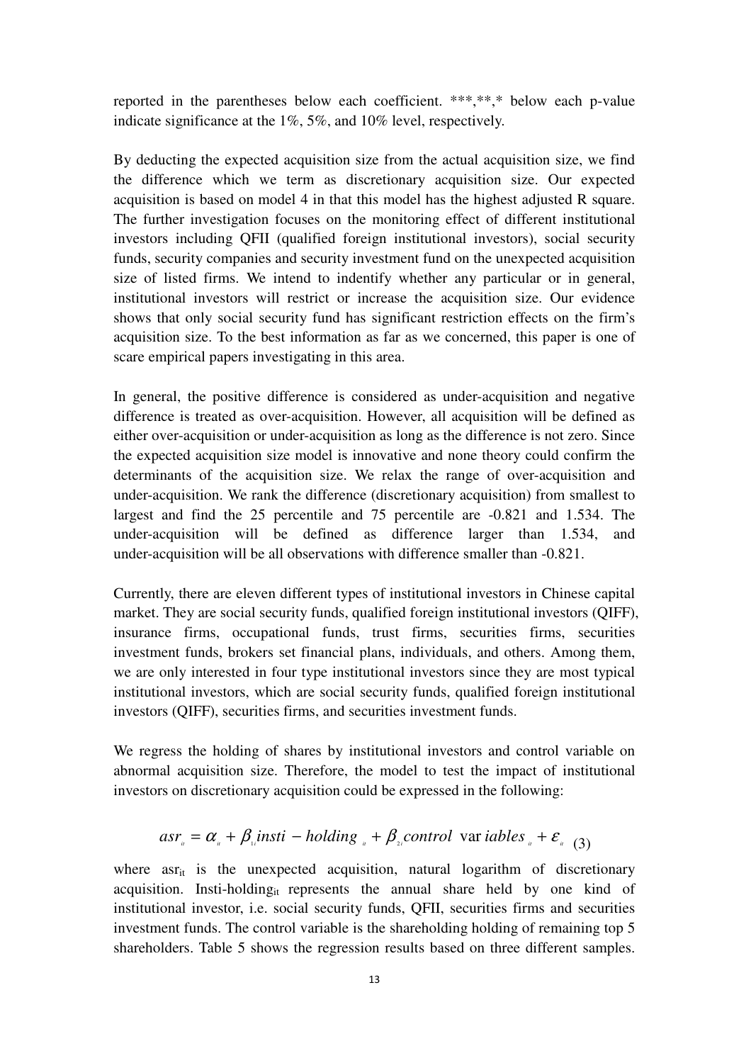reported in the parentheses below each coefficient. ***,**,* below each p-value indicate significance at the 1%, 5%, and 10% level, respectively.

By deducting the expected acquisition size from the actual acquisition size, we find the difference which we term as discretionary acquisition size. Our expected acquisition is based on model 4 in that this model has the highest adjusted R square. The further investigation focuses on the monitoring effect of different institutional investors including QFII (qualified foreign institutional investors), social security funds, security companies and security investment fund on the unexpected acquisition size of listed firms. We intend to indentify whether any particular or in general, institutional investors will restrict or increase the acquisition size. Our evidence shows that only social security fund has significant restriction effects on the firm's acquisition size. To the best information as far as we concerned, this paper is one of scare empirical papers investigating in this area.

In general, the positive difference is considered as under-acquisition and negative difference is treated as over-acquisition. However, all acquisition will be defined as either over-acquisition or under-acquisition as long as the difference is not zero. Since the expected acquisition size model is innovative and none theory could confirm the determinants of the acquisition size. We relax the range of over-acquisition and under-acquisition. We rank the difference (discretionary acquisition) from smallest to largest and find the 25 percentile and 75 percentile are -0.821 and 1.534. The under-acquisition will be defined as difference larger than 1.534, and under-acquisition will be all observations with difference smaller than -0.821.

Currently, there are eleven different types of institutional investors in Chinese capital market. They are social security funds, qualified foreign institutional investors (QIFF), insurance firms, occupational funds, trust firms, securities firms, securities investment funds, brokers set financial plans, individuals, and others. Among them, we are only interested in four type institutional investors since they are most typical institutional investors, which are social security funds, qualified foreign institutional investors (QIFF), securities firms, and securities investment funds.

We regress the holding of shares by institutional investors and control variable on abnormal acquisition size. Therefore, the model to test the impact of institutional investors on discretionary acquisition could be expressed in the following:

$$asr_{it} = \alpha_{it} + \beta_{1i} insti - holding_{it} + \beta_{2i} control\ variables_{it} + \varepsilon_{it} \quad (3)$$

where $asr_{it}$ is the unexpected acquisition, natural logarithm of discretionary acquisition. Insti-holding$_{it}$ represents the annual share held by one kind of institutional investor, i.e. social security funds, QFII, securities firms and securities investment funds. The control variable is the shareholding holding of remaining top 5 shareholders. Table 5 shows the regression results based on three different samples.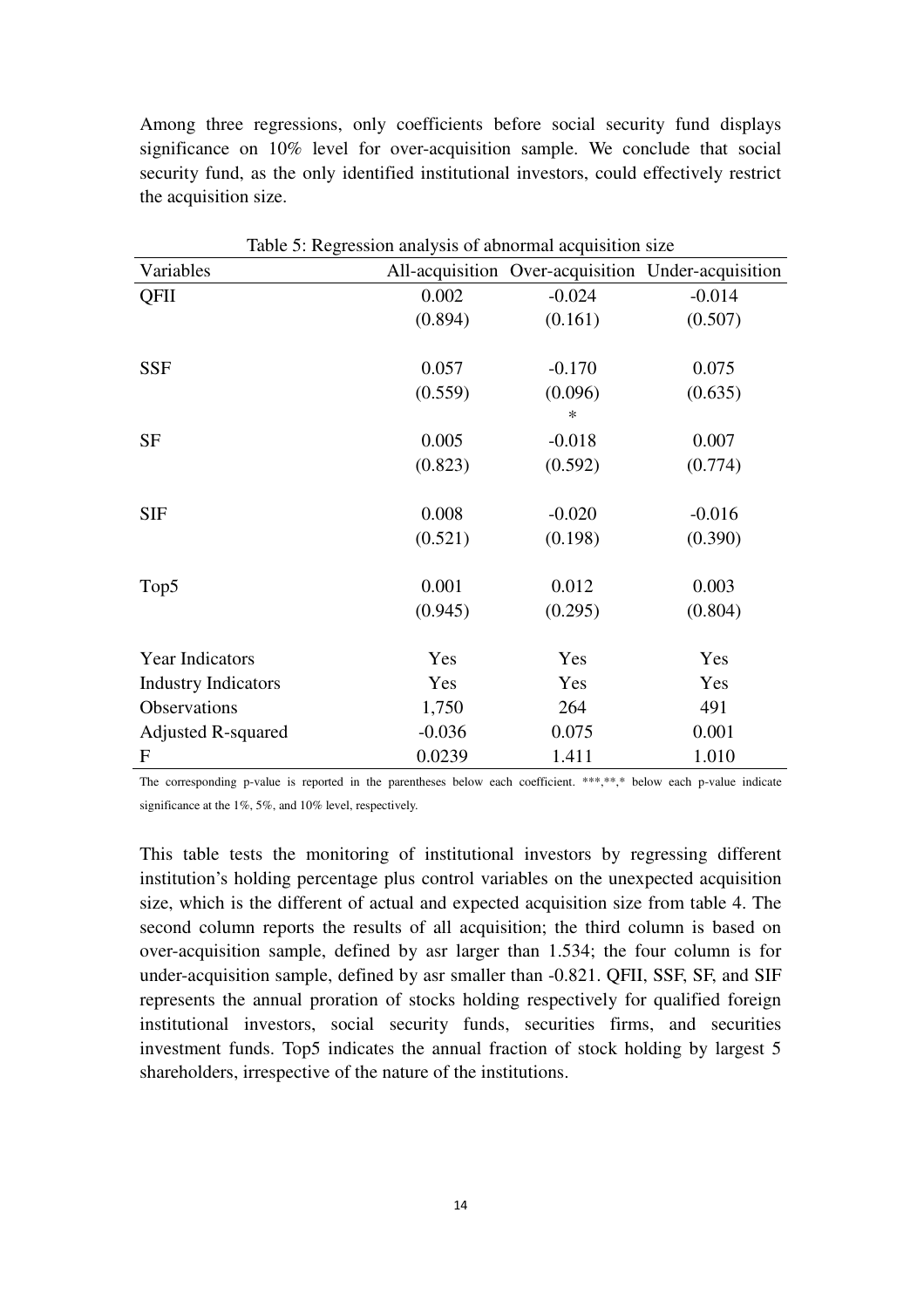Among three regressions, only coefficients before social security fund displays significance on 10% level for over-acquisition sample. We conclude that social security fund, as the only identified institutional investors, could effectively restrict the acquisition size.

Table 5: Regression analysis of abnormal acquisition size

| Variables | All-acquisition | Over-acquisition | Under-acquisition |
|---|---|---|---|
| QFII | 0.002 | -0.024 | -0.014 |
| | (0.894) | (0.161) | (0.507) |
| SSF | 0.057 | -0.170 | 0.075 |
| | (0.559) | (0.096) * | (0.635) |
| SF | 0.005 | -0.018 | 0.007 |
| | (0.823) | (0.592) | (0.774) |
| SIF | 0.008 | -0.020 | -0.016 |
| | (0.521) | (0.198) | (0.390) |
| Top5 | 0.001 | 0.012 | 0.003 |
| | (0.945) | (0.295) | (0.804) |
| Year Indicators | Yes | Yes | Yes |
| Industry Indicators | Yes | Yes | Yes |
| Observations | 1,750 | 264 | 491 |
| Adjusted R-squared | -0.036 | 0.075 | 0.001 |
| F | 0.0239 | 1.411 | 1.010 |

The corresponding p-value is reported in the parentheses below each coefficient. ***,**,* below each p-value indicate significance at the 1%, 5%, and 10% level, respectively.

This table tests the monitoring of institutional investors by regressing different institution's holding percentage plus control variables on the unexpected acquisition size, which is the different of actual and expected acquisition size from table 4. The second column reports the results of all acquisition; the third column is based on over-acquisition sample, defined by asr larger than 1.534; the four column is for under-acquisition sample, defined by asr smaller than -0.821. QFII, SSF, SF, and SIF represents the annual proration of stocks holding respectively for qualified foreign institutional investors, social security funds, securities firms, and securities investment funds. Top5 indicates the annual fraction of stock holding by largest 5 shareholders, irrespective of the nature of the institutions.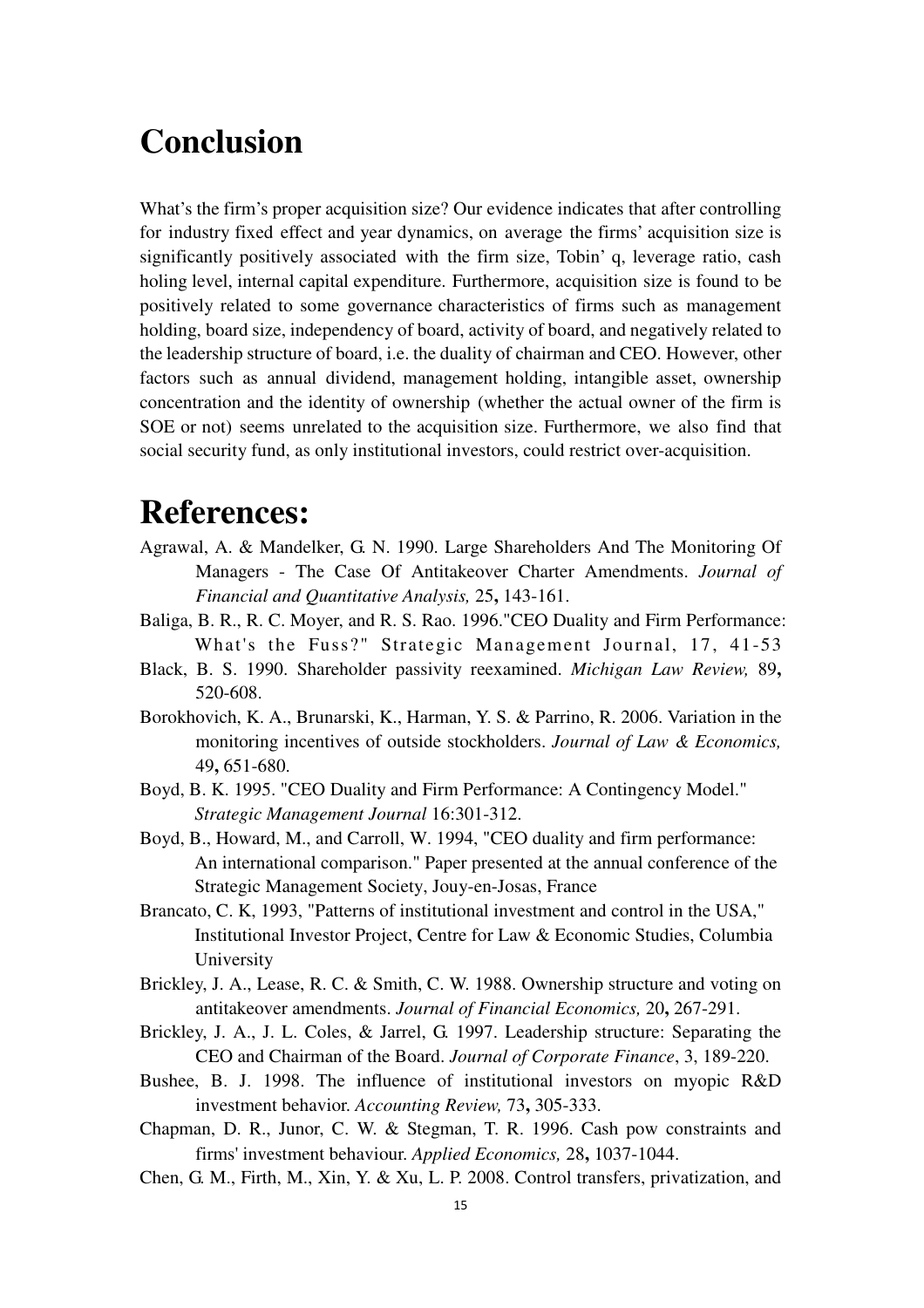# Conclusion

What's the firm's proper acquisition size? Our evidence indicates that after controlling for industry fixed effect and year dynamics, on average the firms' acquisition size is significantly positively associated with the firm size, Tobin' q, leverage ratio, cash holing level, internal capital expenditure. Furthermore, acquisition size is found to be positively related to some governance characteristics of firms such as management holding, board size, independency of board, activity of board, and negatively related to the leadership structure of board, i.e. the duality of chairman and CEO. However, other factors such as annual dividend, management holding, intangible asset, ownership concentration and the identity of ownership (whether the actual owner of the firm is SOE or not) seems unrelated to the acquisition size. Furthermore, we also find that social security fund, as only institutional investors, could restrict over-acquisition.

# References:

Agrawal, A. & Mandelker, G. N. 1990. Large Shareholders And The Monitoring Of Managers - The Case Of Antitakeover Charter Amendments. *Journal of Financial and Quantitative Analysis,* 25**,** 143-161.

Baliga, B. R., R. C. Moyer, and R. S. Rao. 1996."CEO Duality and Firm Performance: What's the Fuss?" Strategic Management Journal, 17, 41-53

Black, B. S. 1990. Shareholder passivity reexamined. *Michigan Law Review,* 89**,** 520-608.

Borokhovich, K. A., Brunarski, K., Harman, Y. S. & Parrino, R. 2006. Variation in the monitoring incentives of outside stockholders. *Journal of Law & Economics,* 49**,** 651-680.

Boyd, B. K. 1995. "CEO Duality and Firm Performance: A Contingency Model." *Strategic Management Journal* 16:301-312.

Boyd, B., Howard, M., and Carroll, W. 1994, "CEO duality and firm performance: An international comparison." Paper presented at the annual conference of the Strategic Management Society, Jouy-en-Josas, France

Brancato, C. K, 1993, "Patterns of institutional investment and control in the USA," Institutional Investor Project, Centre for Law & Economic Studies, Columbia University

Brickley, J. A., Lease, R. C. & Smith, C. W. 1988. Ownership structure and voting on antitakeover amendments. *Journal of Financial Economics,* 20**,** 267-291.

Brickley, J. A., J. L. Coles, & Jarrel, G. 1997. Leadership structure: Separating the CEO and Chairman of the Board. *Journal of Corporate Finance*, 3, 189-220.

Bushee, B. J. 1998. The influence of institutional investors on myopic R&D investment behavior. *Accounting Review,* 73**,** 305-333.

Chapman, D. R., Junor, C. W. & Stegman, T. R. 1996. Cash pow constraints and firms' investment behaviour. *Applied Economics,* 28**,** 1037-1044.

Chen, G. M., Firth, M., Xin, Y. & Xu, L. P. 2008. Control transfers, privatization, and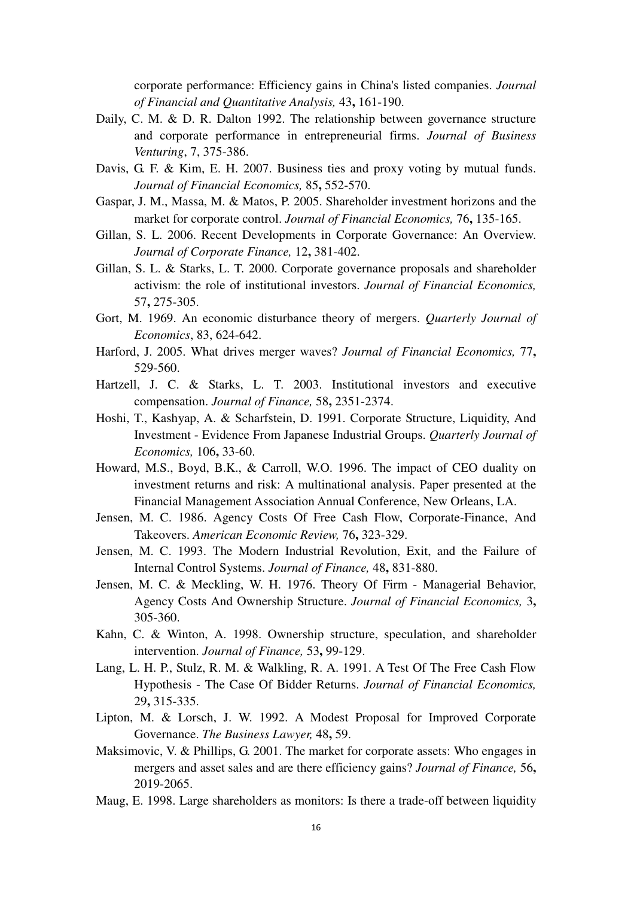corporate performance: Efficiency gains in China's listed companies. *Journal of Financial and Quantitative Analysis,* 43**,** 161-190.

Daily, C. M. & D. R. Dalton 1992. The relationship between governance structure and corporate performance in entrepreneurial firms. *Journal of Business Venturing*, 7, 375-386.

Davis, G. F. & Kim, E. H. 2007. Business ties and proxy voting by mutual funds. *Journal of Financial Economics,* 85**,** 552-570.

Gaspar, J. M., Massa, M. & Matos, P. 2005. Shareholder investment horizons and the market for corporate control. *Journal of Financial Economics,* 76**,** 135-165.

Gillan, S. L. 2006. Recent Developments in Corporate Governance: An Overview. *Journal of Corporate Finance,* 12**,** 381-402.

Gillan, S. L. & Starks, L. T. 2000. Corporate governance proposals and shareholder activism: the role of institutional investors. *Journal of Financial Economics,* 57**,** 275-305.

Gort, M. 1969. An economic disturbance theory of mergers. *Quarterly Journal of Economics*, 83, 624-642.

Harford, J. 2005. What drives merger waves? *Journal of Financial Economics,* 77**,** 529-560.

Hartzell, J. C. & Starks, L. T. 2003. Institutional investors and executive compensation. *Journal of Finance,* 58**,** 2351-2374.

Hoshi, T., Kashyap, A. & Scharfstein, D. 1991. Corporate Structure, Liquidity, And Investment - Evidence From Japanese Industrial Groups. *Quarterly Journal of Economics,* 106**,** 33-60.

Howard, M.S., Boyd, B.K., & Carroll, W.O. 1996. The impact of CEO duality on investment returns and risk: A multinational analysis. Paper presented at the Financial Management Association Annual Conference, New Orleans, LA.

Jensen, M. C. 1986. Agency Costs Of Free Cash Flow, Corporate-Finance, And Takeovers. *American Economic Review,* 76**,** 323-329.

Jensen, M. C. 1993. The Modern Industrial Revolution, Exit, and the Failure of Internal Control Systems. *Journal of Finance,* 48**,** 831-880.

Jensen, M. C. & Meckling, W. H. 1976. Theory Of Firm - Managerial Behavior, Agency Costs And Ownership Structure. *Journal of Financial Economics,* 3**,** 305-360.

Kahn, C. & Winton, A. 1998. Ownership structure, speculation, and shareholder intervention. *Journal of Finance,* 53**,** 99-129.

Lang, L. H. P., Stulz, R. M. & Walkling, R. A. 1991. A Test Of The Free Cash Flow Hypothesis - The Case Of Bidder Returns. *Journal of Financial Economics,* 29**,** 315-335.

Lipton, M. & Lorsch, J. W. 1992. A Modest Proposal for Improved Corporate Governance. *The Business Lawyer,* 48**,** 59.

Maksimovic, V. & Phillips, G. 2001. The market for corporate assets: Who engages in mergers and asset sales and are there efficiency gains? *Journal of Finance,* 56**,** 2019-2065.

Maug, E. 1998. Large shareholders as monitors: Is there a trade-off between liquidity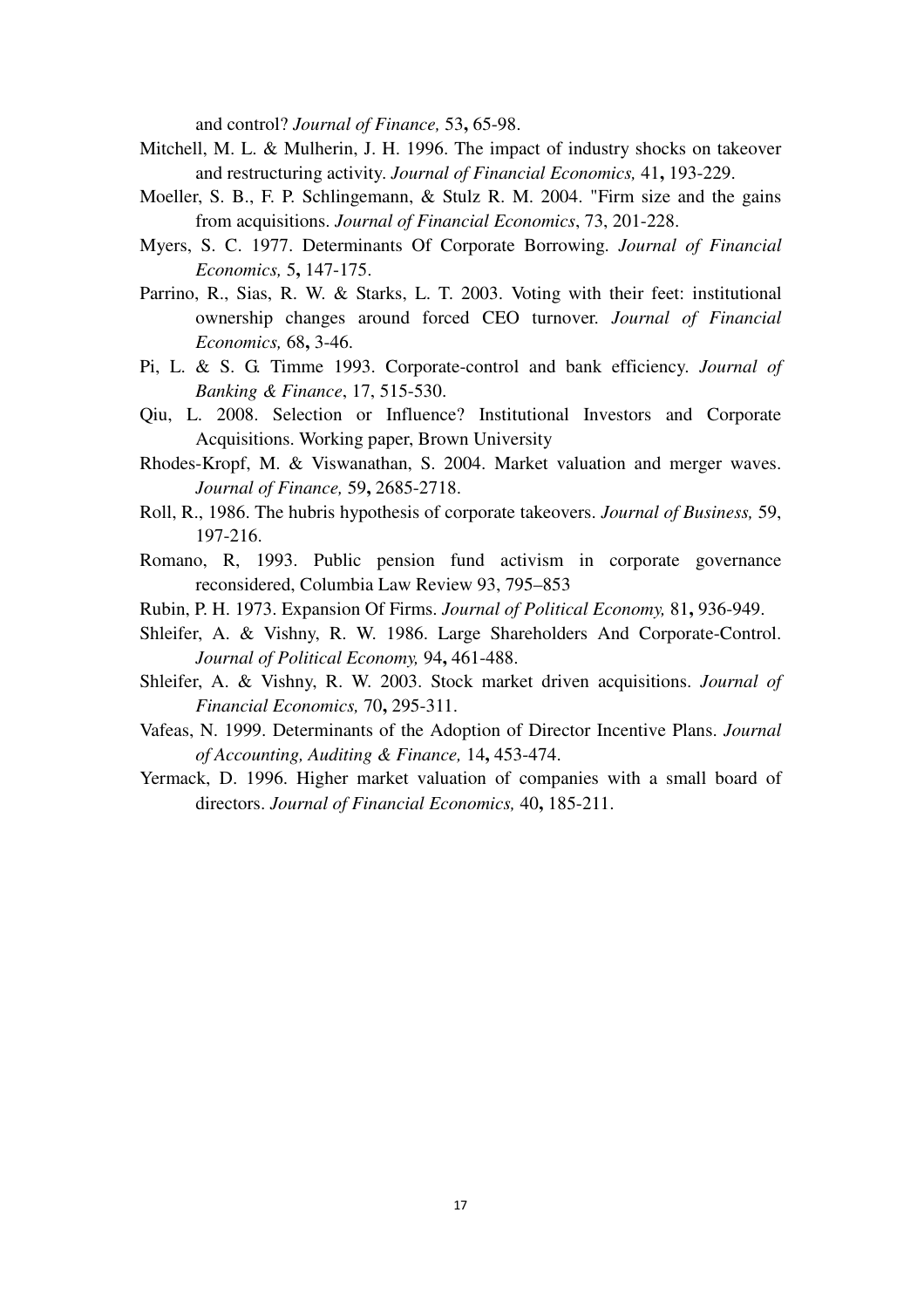and control? *Journal of Finance,* 53**,** 65-98.

Mitchell, M. L. & Mulherin, J. H. 1996. The impact of industry shocks on takeover and restructuring activity. *Journal of Financial Economics,* 41**,** 193-229.

Moeller, S. B., F. P. Schlingemann, & Stulz R. M. 2004. "Firm size and the gains from acquisitions. *Journal of Financial Economics*, 73, 201-228.

Myers, S. C. 1977. Determinants Of Corporate Borrowing. *Journal of Financial Economics,* 5**,** 147-175.

Parrino, R., Sias, R. W. & Starks, L. T. 2003. Voting with their feet: institutional ownership changes around forced CEO turnover. *Journal of Financial Economics,* 68**,** 3-46.

Pi, L. & S. G. Timme 1993. Corporate-control and bank efficiency. *Journal of Banking & Finance*, 17, 515-530.

Qiu, L. 2008. Selection or Influence? Institutional Investors and Corporate Acquisitions. Working paper, Brown University

Rhodes-Kropf, M. & Viswanathan, S. 2004. Market valuation and merger waves. *Journal of Finance,* 59**,** 2685-2718.

Roll, R., 1986. The hubris hypothesis of corporate takeovers. *Journal of Business,* 59, 197-216.

Romano, R, 1993. Public pension fund activism in corporate governance reconsidered, Columbia Law Review 93, 795–853

Rubin, P. H. 1973. Expansion Of Firms. *Journal of Political Economy,* 81**,** 936-949.

Shleifer, A. & Vishny, R. W. 1986. Large Shareholders And Corporate-Control. *Journal of Political Economy,* 94**,** 461-488.

Shleifer, A. & Vishny, R. W. 2003. Stock market driven acquisitions. *Journal of Financial Economics,* 70**,** 295-311.

Vafeas, N. 1999. Determinants of the Adoption of Director Incentive Plans. *Journal of Accounting, Auditing & Finance,* 14**,** 453-474.

Yermack, D. 1996. Higher market valuation of companies with a small board of directors. *Journal of Financial Economics,* 40**,** 185-211.